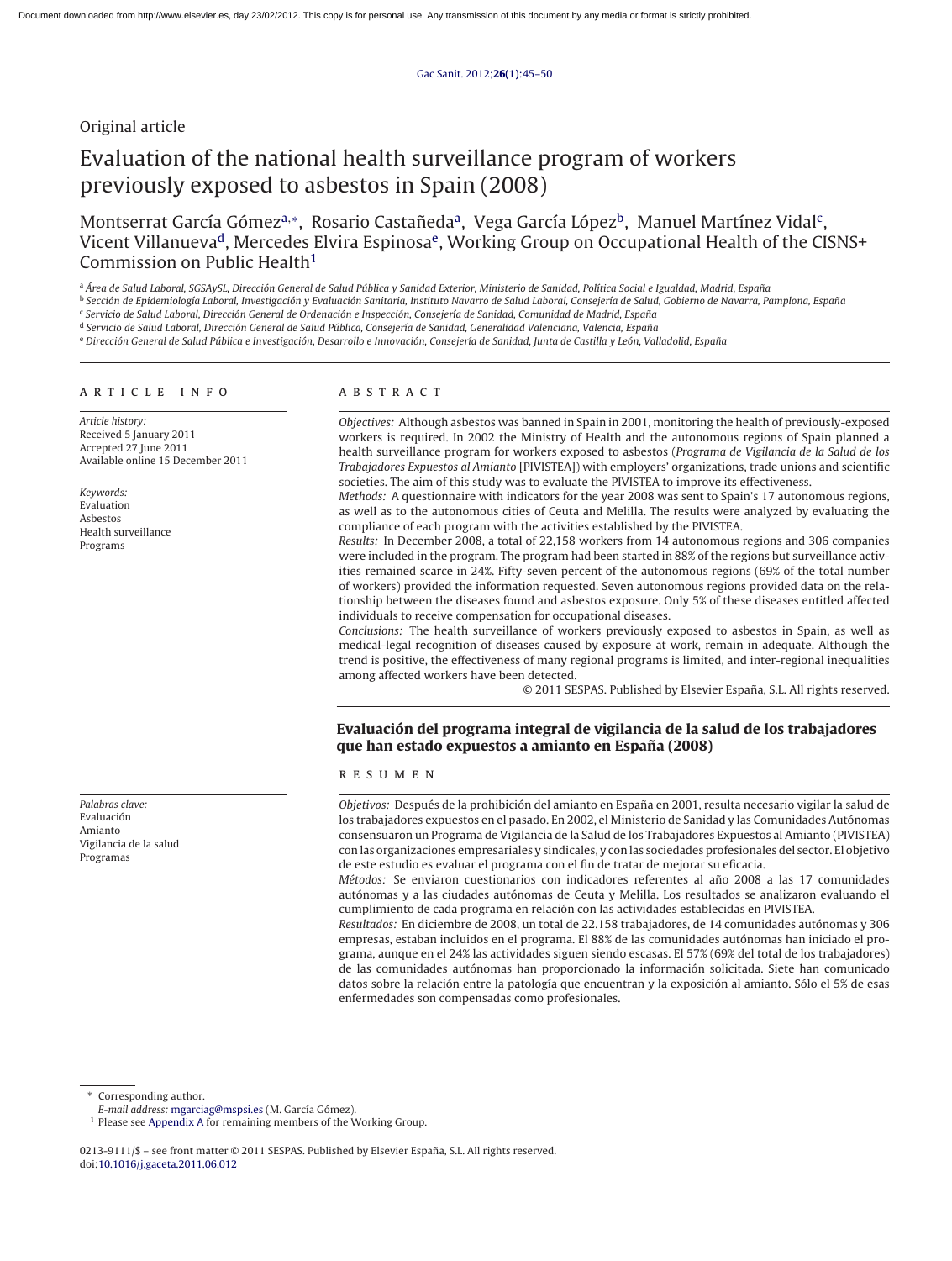Original article

# Evaluation of the national health surveillance program of workers previously exposed to asbestos in Spain (2008)

Montserrat García Gómez[a,*], Rosario Castañeda[a], Vega García López[b], Manuel Martínez Vidal[c], Vicent Villanueva[d], Mercedes Elvira Espinosa[e], Working Group on Occupational Health of the CISNS+ Commission on Public Health[1]

[a] *Área de Salud Laboral, SGSAySL, Dirección General de Salud Pública y Sanidad Exterior, Ministerio de Sanidad, Política Social e Igualdad, Madrid, España*

[b] *Sección de Epidemiología Laboral, Investigación y Evaluación Sanitaria, Instituto Navarro de Salud Laboral, Consejería de Salud, Gobierno de Navarra, Pamplona, España*

[c] *Servicio de Salud Laboral, Dirección General de Ordenación e Inspección, Consejería de Sanidad, Comunidad de Madrid, España*

[d] *Servicio de Salud Laboral, Dirección General de Salud Pública, Consejería de Sanidad, Generalidad Valenciana, Valencia, España*

[e] *Dirección General de Salud Pública e Investigación, Desarrollo e Innovación, Consejería de Sanidad, Junta de Castilla y León, Valladolid, España*

## ARTICLE INFO

*Article history:*
Received 5 January 2011
Accepted 27 June 2011
Available online 15 December 2011

*Keywords:*
Evaluation
Asbestos
Health surveillance
Programs

## ABSTRACT

*Objectives:* Although asbestos was banned in Spain in 2001, monitoring the health of previously-exposed workers is required. In 2002 the Ministry of Health and the autonomous regions of Spain planned a health surveillance program for workers exposed to asbestos (*Programa de Vigilancia de la Salud de los Trabajadores Expuestos al Amianto* [PIVISTEA]) with employers' organizations, trade unions and scientific societies. The aim of this study was to evaluate the PIVISTEA to improve its effectiveness.

*Methods:* A questionnaire with indicators for the year 2008 was sent to Spain's 17 autonomous regions, as well as to the autonomous cities of Ceuta and Melilla. The results were analyzed by evaluating the compliance of each program with the activities established by the PIVISTEA.

*Results:* In December 2008, a total of 22,158 workers from 14 autonomous regions and 306 companies were included in the program. The program had been started in 88% of the regions but surveillance activities remained scarce in 24%. Fifty-seven percent of the autonomous regions (69% of the total number of workers) provided the information requested. Seven autonomous regions provided data on the relationship between the diseases found and asbestos exposure. Only 5% of these diseases entitled affected individuals to receive compensation for occupational diseases.

*Conclusions:* The health surveillance of workers previously exposed to asbestos in Spain, as well as medical-legal recognition of diseases caused by exposure at work, remain in adequate. Although the trend is positive, the effectiveness of many regional programs is limited, and inter-regional inequalities among affected workers have been detected.

© 2011 SESPAS. Published by Elsevier España, S.L. All rights reserved.

## Evaluación del programa integral de vigilancia de la salud de los trabajadores que han estado expuestos a amianto en España (2008)

*Palabras clave:*
Evaluación
Amianto
Vigilancia de la salud
Programas

## RESUMEN

*Objetivos:* Después de la prohibición del amianto en España en 2001, resulta necesario vigilar la salud de los trabajadores expuestos en el pasado. En 2002, el Ministerio de Sanidad y las Comunidades Autónomas consensuaron un Programa de Vigilancia de la Salud de los Trabajadores Expuestos al Amianto (PIVISTEA) con las organizaciones empresariales y sindicales, y con las sociedades profesionales del sector. El objetivo de este estudio es evaluar el programa con el fin de tratar de mejorar su eficacia.

*Métodos:* Se enviaron cuestionarios con indicadores referentes al año 2008 a las 17 comunidades autónomas y a las ciudades autónomas de Ceuta y Melilla. Los resultados se analizaron evaluando el cumplimiento de cada programa en relación con las actividades establecidas en PIVISTEA.

*Resultados:* En diciembre de 2008, un total de 22.158 trabajadores, de 14 comunidades autónomas y 306 empresas, estaban incluidos en el programa. El 88% de las comunidades autónomas han iniciado el programa, aunque en el 24% las actividades siguen siendo escasas. El 57% (69% del total de los trabajadores) de las comunidades autónomas han proporcionado la información solicitada. Siete han comunicado datos sobre la relación entre la patología que encuentran y la exposición al amianto. Sólo el 5% de esas enfermedades son compensadas como profesionales.

\* Corresponding author.
*E-mail address:* mgarciag@mspsi.es (M. García Gómez).
[1] Please see Appendix A for remaining members of the Working Group.

0213-9111/$ – see front matter © 2011 SESPAS. Published by Elsevier España, S.L. All rights reserved.
doi:10.1016/j.gaceta.2011.06.012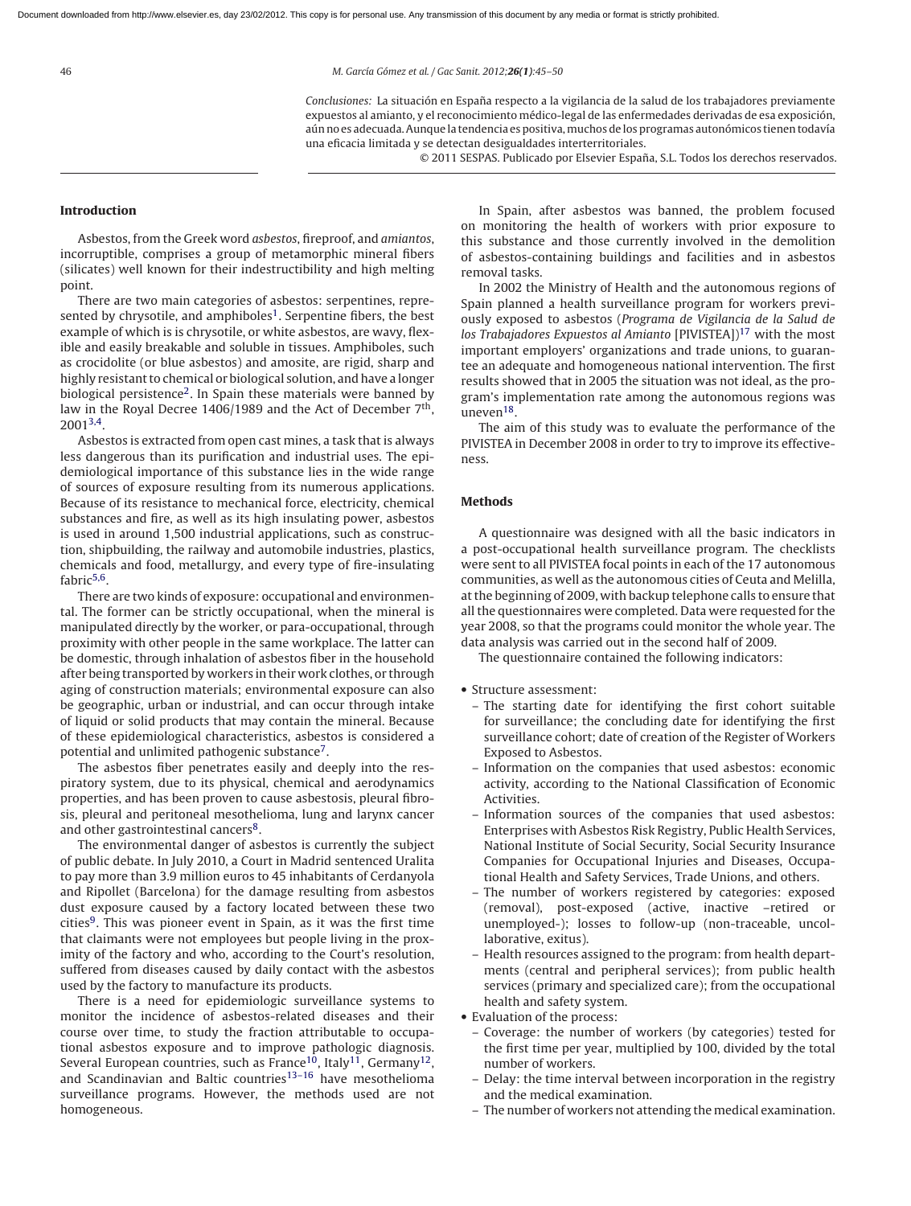*Conclusiones:* La situación en España respecto a la vigilancia de la salud de los trabajadores previamente expuestos al amianto, y el reconocimiento médico-legal de las enfermedades derivadas de esa exposición, aún no es adecuada. Aunque la tendencia es positiva, muchos de los programas autonómicos tienen todavía una eficacia limitada y se detectan desigualdades interterritoriales.

© 2011 SESPAS. Publicado por Elsevier España, S.L. Todos los derechos reservados.

## Introduction

Asbestos, from the Greek word *asbestos*, fireproof, and *amiantos*, incorruptible, comprises a group of metamorphic mineral fibers (silicates) well known for their indestructibility and high melting point.

There are two main categories of asbestos: serpentines, represented by chrysotile, and amphiboles[1]. Serpentine fibers, the best example of which is is chrysotile, or white asbestos, are wavy, flexible and easily breakable and soluble in tissues. Amphiboles, such as crocidolite (or blue asbestos) and amosite, are rigid, sharp and highly resistant to chemical or biological solution, and have a longer biological persistence[2]. In Spain these materials were banned by law in the Royal Decree 1406/1989 and the Act of December 7th, 2001[3,4].

Asbestos is extracted from open cast mines, a task that is always less dangerous than its purification and industrial uses. The epidemiological importance of this substance lies in the wide range of sources of exposure resulting from its numerous applications. Because of its resistance to mechanical force, electricity, chemical substances and fire, as well as its high insulating power, asbestos is used in around 1,500 industrial applications, such as construction, shipbuilding, the railway and automobile industries, plastics, chemicals and food, metallurgy, and every type of fire-insulating fabric[5,6].

There are two kinds of exposure: occupational and environmental. The former can be strictly occupational, when the mineral is manipulated directly by the worker, or para-occupational, through proximity with other people in the same workplace. The latter can be domestic, through inhalation of asbestos fiber in the household after being transported by workers in their work clothes, or through aging of construction materials; environmental exposure can also be geographic, urban or industrial, and can occur through intake of liquid or solid products that may contain the mineral. Because of these epidemiological characteristics, asbestos is considered a potential and unlimited pathogenic substance[7].

The asbestos fiber penetrates easily and deeply into the respiratory system, due to its physical, chemical and aerodynamics properties, and has been proven to cause asbestosis, pleural fibrosis, pleural and peritoneal mesothelioma, lung and larynx cancer and other gastrointestinal cancers[8].

The environmental danger of asbestos is currently the subject of public debate. In July 2010, a Court in Madrid sentenced Uralita to pay more than 3.9 million euros to 45 inhabitants of Cerdanyola and Ripollet (Barcelona) for the damage resulting from asbestos dust exposure caused by a factory located between these two cities[9]. This was pioneer event in Spain, as it was the first time that claimants were not employees but people living in the proximity of the factory and who, according to the Court's resolution, suffered from diseases caused by daily contact with the asbestos used by the factory to manufacture its products.

There is a need for epidemiologic surveillance systems to monitor the incidence of asbestos-related diseases and their course over time, to study the fraction attributable to occupational asbestos exposure and to improve pathologic diagnosis. Several European countries, such as France[10], Italy[11], Germany[12], and Scandinavian and Baltic countries[13–16] have mesothelioma surveillance programs. However, the methods used are not homogeneous.

In Spain, after asbestos was banned, the problem focused on monitoring the health of workers with prior exposure to this substance and those currently involved in the demolition of asbestos-containing buildings and facilities and in asbestos removal tasks.

In 2002 the Ministry of Health and the autonomous regions of Spain planned a health surveillance program for workers previously exposed to asbestos (*Programa de Vigilancia de la Salud de los Trabajadores Expuestos al Amianto* [PIVISTEA])[17] with the most important employers' organizations and trade unions, to guarantee an adequate and homogeneous national intervention. The first results showed that in 2005 the situation was not ideal, as the program's implementation rate among the autonomous regions was uneven[18].

The aim of this study was to evaluate the performance of the PIVISTEA in December 2008 in order to try to improve its effectiveness.

## Methods

A questionnaire was designed with all the basic indicators in a post-occupational health surveillance program. The checklists were sent to all PIVISTEA focal points in each of the 17 autonomous communities, as well as the autonomous cities of Ceuta and Melilla, at the beginning of 2009, with backup telephone calls to ensure that all the questionnaires were completed. Data were requested for the year 2008, so that the programs could monitor the whole year. The data analysis was carried out in the second half of 2009.

The questionnaire contained the following indicators:

- Structure assessment:
  - The starting date for identifying the first cohort suitable for surveillance; the concluding date for identifying the first surveillance cohort; date of creation of the Register of Workers Exposed to Asbestos.
  - Information on the companies that used asbestos: economic activity, according to the National Classification of Economic Activities.
  - Information sources of the companies that used asbestos: Enterprises with Asbestos Risk Registry, Public Health Services, National Institute of Social Security, Social Security Insurance Companies for Occupational Injuries and Diseases, Occupational Health and Safety Services, Trade Unions, and others.
  - The number of workers registered by categories: exposed (removal), post-exposed (active, inactive –retired or unemployed-); losses to follow-up (non-traceable, uncollaborative, exitus).
  - Health resources assigned to the program: from health departments (central and peripheral services); from public health services (primary and specialized care); from the occupational health and safety system.
- Evaluation of the process:
  - Coverage: the number of workers (by categories) tested for the first time per year, multiplied by 100, divided by the total number of workers.
  - Delay: the time interval between incorporation in the registry and the medical examination.
  - The number of workers not attending the medical examination.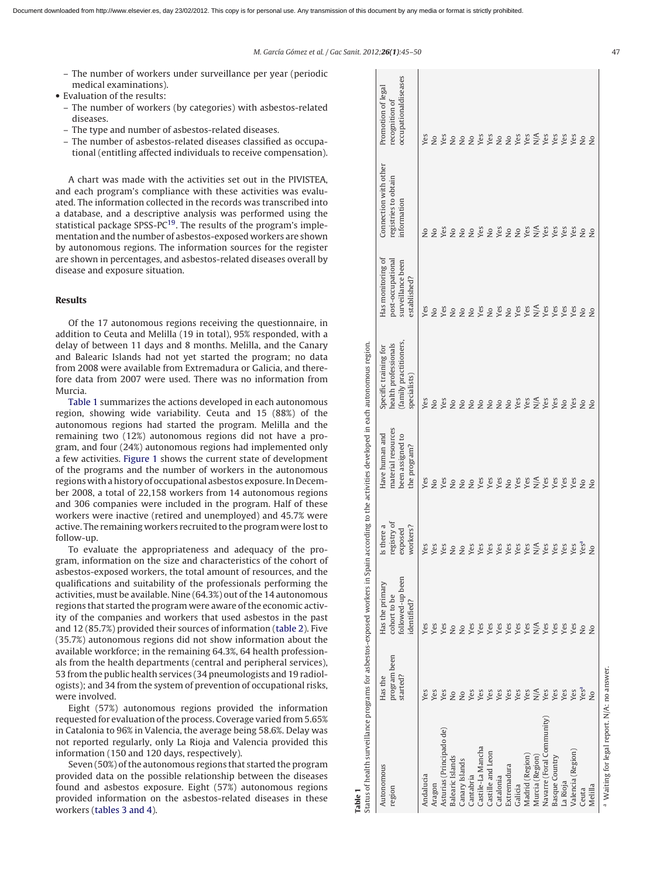– The number of workers under surveillance per year (periodic medical examinations).

- Evaluation of the results:
  – The number of workers (by categories) with asbestos-related diseases.
  – The type and number of asbestos-related diseases.
  – The number of asbestos-related diseases classified as occupational (entitling affected individuals to receive compensation).

A chart was made with the activities set out in the PIVISTEA, and each program's compliance with these activities was evaluated. The information collected in the records was transcribed into a database, and a descriptive analysis was performed using the statistical package SPSS-PC[19]. The results of the program's implementation and the number of asbestos-exposed workers are shown by autonomous regions. The information sources for the register are shown in percentages, and asbestos-related diseases overall by disease and exposure situation.

## Results

Of the 17 autonomous regions receiving the questionnaire, in addition to Ceuta and Melilla (19 in total), 95% responded, with a delay of between 11 days and 8 months. Melilla, and the Canary and Balearic Islands had not yet started the program; no data from 2008 were available from Extremadura or Galicia, and therefore data from 2007 were used. There was no information from Murcia.

Table 1 summarizes the actions developed in each autonomous region, showing wide variability. Ceuta and 15 (88%) of the autonomous regions had started the program. Melilla and the remaining two (12%) autonomous regions did not have a program, and four (24%) autonomous regions had implemented only a few activities. Figure 1 shows the current state of development of the programs and the number of workers in the autonomous regions with a history of occupational asbestos exposure. In December 2008, a total of 22,158 workers from 14 autonomous regions and 306 companies were included in the program. Half of these workers were inactive (retired and unemployed) and 45.7% were active. The remaining workers recruited to the program were lost to follow-up.

To evaluate the appropriateness and adequacy of the program, information on the size and characteristics of the cohort of asbestos-exposed workers, the total amount of resources, and the qualifications and suitability of the professionals performing the activities, must be available. Nine (64.3%) out of the 14 autonomous regions that started the program were aware of the economic activity of the companies and workers that used asbestos in the past and 12 (85.7%) provided their sources of information (table 2). Five (35.7%) autonomous regions did not show information about the available workforce; in the remaining 64.3%, 64 health professionals from the health departments (central and peripheral services), 53 from the public health services (34 pneumologists and 19 radiologists); and 34 from the system of prevention of occupational risks, were involved.

Eight (57%) autonomous regions provided the information requested for evaluation of the process. Coverage varied from 5.65% in Catalonia to 96% in Valencia, the average being 58.6%. Delay was not reported regularly, only La Rioja and Valencia provided this information (150 and 120 days, respectively).

Seven (50%) of the autonomous regions that started the program provided data on the possible relationship between the diseases found and asbestos exposure. Eight (57%) autonomous regions provided information on the asbestos-related diseases in these workers (tables 3 and 4).

**Table 1**
Status of health surveillance programs for asbestos-exposed workers in Spain according to the activities developed in each autonomous region.

| Autonomous region | Has the program been started? | Has the primary cohort to be followed-up been identified? | Is there a registry of exposed workers? | Have human and material resources been assigned to the program? | Specific training for health professionals (family practitioners, specialists) | Has monitoring of post-occupational surveillance been established? | Connection with other registries to obtain information | Promotion of legal recognition of occupationaldiseases |
|---|---|---|---|---|---|---|---|---|
| Andalucia | Yes | Yes | Yes | Yes | Yes | Yes | No | Yes |
| Aragon | Yes | Yes | Yes | No | No | No | No | No |
| Asturias (Principado de) | Yes | Yes | Yes | Yes | Yes | Yes | Yes | Yes |
| Balearic Islands | No | No | No | No | No | No | No | No |
| Canary Islands | No | No | No | No | No | No | No | No |
| Cantabria | Yes | Yes | Yes | No | No | No | No | No |
| Castile-La Mancha | Yes | Yes | Yes | Yes | No | Yes | Yes | Yes |
| Castille and Leon | Yes | Yes | Yes | Yes | No | No | No | Yes |
| Catalonia | Yes | Yes | Yes | Yes | No | Yes | Yes | No |
| Extremadura | Yes | Yes | Yes | No | No | No | No | No |
| Galicia | Yes | Yes | Yes | Yes | Yes | Yes | No | Yes |
| Madrid (Region) | Yes | Yes | Yes | Yes | Yes | Yes | Yes | Yes |
| Murcia (Region) | N/A | N/A | N/A | N/A | N/A | N/A | N/A | N/A |
| Navarre (Foral Community) | Yes | Yes | Yes | Yes | Yes | Yes | Yes | Yes |
| Basque Country | Yes | Yes | Yes | Yes | Yes | Yes | Yes | Yes |
| La Rioja | Yes | Yes | Yes | Yes | No | Yes | Yes | Yes |
| Valencia (Region) | Yes | Yes | Yes | Yes | Yes | Yes | Yes | Yes |
| Ceuta | Yes[a] | No | Yes[a] | No | No | No | No | No |
| Melilla | No | No | No | No | No | No | No | No |

[a] Waiting for legal report. N/A: no answer.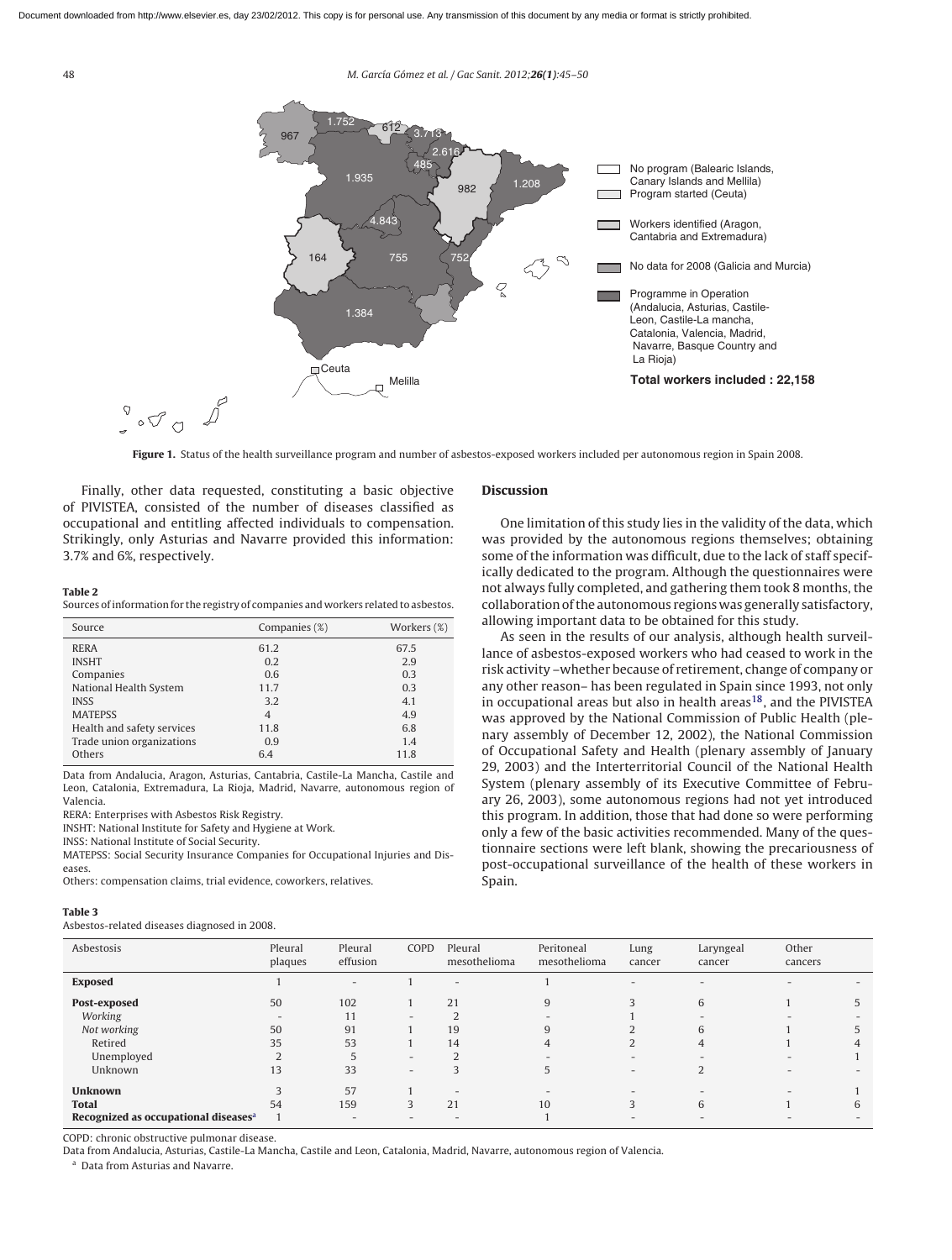Figure 1. Status of the health surveillance program and number of asbestos-exposed workers included per autonomous region in Spain 2008.

Finally, other data requested, constituting a basic objective of PIVISTEA, consisted of the number of diseases classified as occupational and entitling affected individuals to compensation. Strikingly, only Asturias and Navarre provided this information: 3.7% and 6%, respectively.

**Table 2**
Sources of information for the registry of companies and workers related to asbestos.

| Source | Companies (%) | Workers (%) |
|---|---|---|
| RERA | 61.2 | 67.5 |
| INSHT | 0.2 | 2.9 |
| Companies | 0.6 | 0.3 |
| National Health System | 11.7 | 0.3 |
| INSS | 3.2 | 4.1 |
| MATEPSS | 4 | 4.9 |
| Health and safety services | 11.8 | 6.8 |
| Trade union organizations | 0.9 | 1.4 |
| Others | 6.4 | 11.8 |

Data from Andalucia, Aragon, Asturias, Cantabria, Castile-La Mancha, Castile and Leon, Catalonia, Extremadura, La Rioja, Madrid, Navarre, autonomous region of Valencia.
RERA: Enterprises with Asbestos Risk Registry.
INSHT: National Institute for Safety and Hygiene at Work.
INSS: National Institute of Social Security.
MATEPSS: Social Security Insurance Companies for Occupational Injuries and Diseases.
Others: compensation claims, trial evidence, coworkers, relatives.

## Discussion

One limitation of this study lies in the validity of the data, which was provided by the autonomous regions themselves; obtaining some of the information was difficult, due to the lack of staff specifically dedicated to the program. Although the questionnaires were not always fully completed, and gathering them took 8 months, the collaboration of the autonomous regions was generally satisfactory, allowing important data to be obtained for this study.

As seen in the results of our analysis, although health surveillance of asbestos-exposed workers who had ceased to work in the risk activity –whether because of retirement, change of company or any other reason– has been regulated in Spain since 1993, not only in occupational areas but also in health areas[18], and the PIVISTEA was approved by the National Commission of Public Health (plenary assembly of December 12, 2002), the National Commission of Occupational Safety and Health (plenary assembly of January 29, 2003) and the Interterritorial Council of the National Health System (plenary assembly of its Executive Committee of February 26, 2003), some autonomous regions had not yet introduced this program. In addition, those that had done so were performing only a few of the basic activities recommended. Many of the questionnaire sections were left blank, showing the precariousness of post-occupational surveillance of the health of these workers in Spain.

**Table 3**
Asbestos-related diseases diagnosed in 2008.

| Asbestosis | Pleural plaques | Pleural effusion | COPD | Pleural mesothelioma | Peritoneal mesothelioma | Lung cancer | Laryngeal cancer | Other cancers | |
|---|---|---|---|---|---|---|---|---|---|
| **Exposed** | 1 | – | 1 | – | 1 | – | – | – | – |
| **Post-exposed** | 50 | 102 | 1 | 21 | 9 | 3 | 6 | 1 | 5 |
| *Working* | – | 11 | – | 2 | – | 1 | – | – | – |
| *Not working* | 50 | 91 | 1 | 19 | 9 | 2 | 6 | 1 | 5 |
| Retired | 35 | 53 | 1 | 14 | 4 | 2 | 4 | 1 | 4 |
| Unemployed | 2 | 5 | – | 2 | – | – | – | – | 1 |
| Unknown | 13 | 33 | – | 3 | 5 | – | 2 | – | – |
| **Unknown** | 3 | 57 | 1 | – | – | – | – | – | 1 |
| **Total** | 54 | 159 | 3 | 21 | 10 | 3 | 6 | 1 | 6 |
| **Recognized as occupational diseases[a]** | 1 | – | – | – | 1 | – | – | – | – |

COPD: chronic obstructive pulmonar disease.
Data from Andalucia, Asturias, Castile-La Mancha, Castile and Leon, Catalonia, Madrid, Navarre, autonomous region of Valencia.
[a] Data from Asturias and Navarre.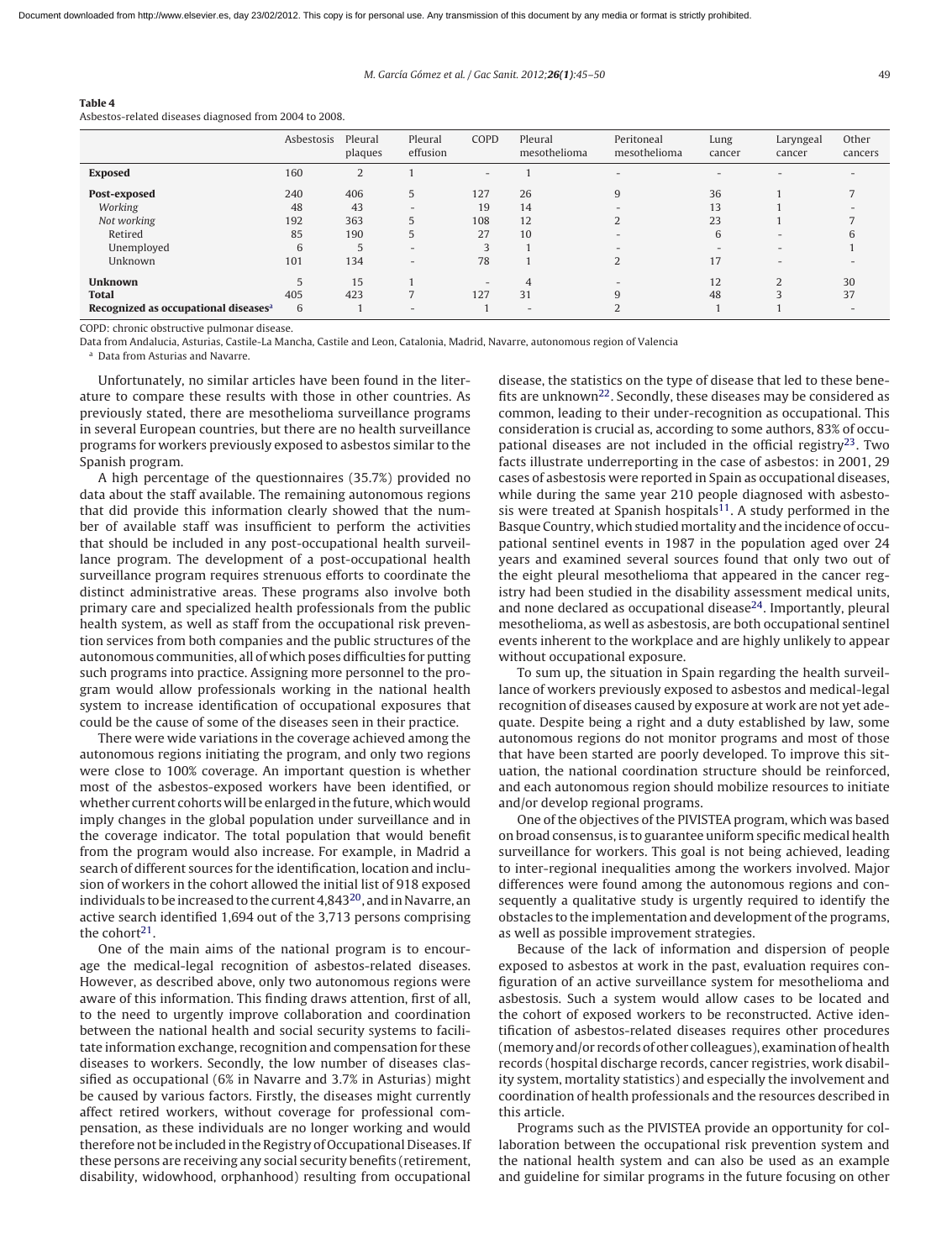**Table 4**
Asbestos-related diseases diagnosed from 2004 to 2008.

| | Asbestosis | Pleural plaques | Pleural effusion | COPD | Pleural mesothelioma | Peritoneal mesothelioma | Lung cancer | Laryngeal cancer | Other cancers |
|---|---|---|---|---|---|---|---|---|---|
| **Exposed** | 160 | 2 | 1 | - | 1 | - | - | - | - |
| **Post-exposed** | 240 | 406 | 5 | 127 | 26 | 9 | 36 | 1 | 7 |
| *Working* | 48 | 43 | - | 19 | 14 | - | 13 | 1 | - |
| *Not working* | 192 | 363 | 5 | 108 | 12 | 2 | 23 | 1 | 7 |
| Retired | 85 | 190 | 5 | 27 | 10 | - | 6 | - | 6 |
| Unemployed | 6 | 5 | - | 3 | 1 | - | - | - | 1 |
| Unknown | 101 | 134 | - | 78 | 1 | 2 | 17 | - | - |
| **Unknown** | 5 | 15 | 1 | - | 4 | - | 12 | 2 | 30 |
| **Total** | 405 | 423 | 7 | 127 | 31 | 9 | 48 | 3 | 37 |
| **Recognized as occupational diseases**[a] | 6 | 1 | - | 1 | - | 2 | 1 | 1 | - |

COPD: chronic obstructive pulmonar disease.

Data from Andalucia, Asturias, Castile-La Mancha, Castile and Leon, Catalonia, Madrid, Navarre, autonomous region of Valencia

[a] Data from Asturias and Navarre.

Unfortunately, no similar articles have been found in the literature to compare these results with those in other countries. As previously stated, there are mesothelioma surveillance programs in several European countries, but there are no health surveillance programs for workers previously exposed to asbestos similar to the Spanish program.

A high percentage of the questionnaires (35.7%) provided no data about the staff available. The remaining autonomous regions that did provide this information clearly showed that the number of available staff was insufficient to perform the activities that should be included in any post-occupational health surveillance program. The development of a post-occupational health surveillance program requires strenuous efforts to coordinate the distinct administrative areas. These programs also involve both primary care and specialized health professionals from the public health system, as well as staff from the occupational risk prevention services from both companies and the public structures of the autonomous communities, all of which poses difficulties for putting such programs into practice. Assigning more personnel to the program would allow professionals working in the national health system to increase identification of occupational exposures that could be the cause of some of the diseases seen in their practice.

There were wide variations in the coverage achieved among the autonomous regions initiating the program, and only two regions were close to 100% coverage. An important question is whether most of the asbestos-exposed workers have been identified, or whether current cohorts will be enlarged in the future, which would imply changes in the global population under surveillance and in the coverage indicator. The total population that would benefit from the program would also increase. For example, in Madrid a search of different sources for the identification, location and inclusion of workers in the cohort allowed the initial list of 918 exposed individuals to be increased to the current 4,843[20], and in Navarre, an active search identified 1,694 out of the 3,713 persons comprising the cohort[21].

One of the main aims of the national program is to encourage the medical-legal recognition of asbestos-related diseases. However, as described above, only two autonomous regions were aware of this information. This finding draws attention, first of all, to the need to urgently improve collaboration and coordination between the national health and social security systems to facilitate information exchange, recognition and compensation for these diseases to workers. Secondly, the low number of diseases classified as occupational (6% in Navarre and 3.7% in Asturias) might be caused by various factors. Firstly, the diseases might currently affect retired workers, without coverage for professional compensation, as these individuals are no longer working and would therefore not be included in the Registry of Occupational Diseases. If these persons are receiving any social security benefits (retirement, disability, widowhood, orphanhood) resulting from occupational disease, the statistics on the type of disease that led to these benefits are unknown[22]. Secondly, these diseases may be considered as common, leading to their under-recognition as occupational. This consideration is crucial as, according to some authors, 83% of occupational diseases are not included in the official registry[23]. Two facts illustrate underreporting in the case of asbestos: in 2001, 29 cases of asbestosis were reported in Spain as occupational diseases, while during the same year 210 people diagnosed with asbestosis were treated at Spanish hospitals[11]. A study performed in the Basque Country, which studied mortality and the incidence of occupational sentinel events in 1987 in the population aged over 24 years and examined several sources found that only two out of the eight pleural mesothelioma that appeared in the cancer registry had been studied in the disability assessment medical units, and none declared as occupational disease[24]. Importantly, pleural mesothelioma, as well as asbestosis, are both occupational sentinel events inherent to the workplace and are highly unlikely to appear without occupational exposure.

To sum up, the situation in Spain regarding the health surveillance of workers previously exposed to asbestos and medical-legal recognition of diseases caused by exposure at work are not yet adequate. Despite being a right and a duty established by law, some autonomous regions do not monitor programs and most of those that have been started are poorly developed. To improve this situation, the national coordination structure should be reinforced, and each autonomous region should mobilize resources to initiate and/or develop regional programs.

One of the objectives of the PIVISTEA program, which was based on broad consensus, is to guarantee uniform specific medical health surveillance for workers. This goal is not being achieved, leading to inter-regional inequalities among the workers involved. Major differences were found among the autonomous regions and consequently a qualitative study is urgently required to identify the obstacles to the implementation and development of the programs, as well as possible improvement strategies.

Because of the lack of information and dispersion of people exposed to asbestos at work in the past, evaluation requires configuration of an active surveillance system for mesothelioma and asbestosis. Such a system would allow cases to be located and the cohort of exposed workers to be reconstructed. Active identification of asbestos-related diseases requires other procedures (memory and/or records of other colleagues), examination of health records (hospital discharge records, cancer registries, work disability system, mortality statistics) and especially the involvement and coordination of health professionals and the resources described in this article.

Programs such as the PIVISTEA provide an opportunity for collaboration between the occupational risk prevention system and the national health system and can also be used as an example and guideline for similar programs in the future focusing on other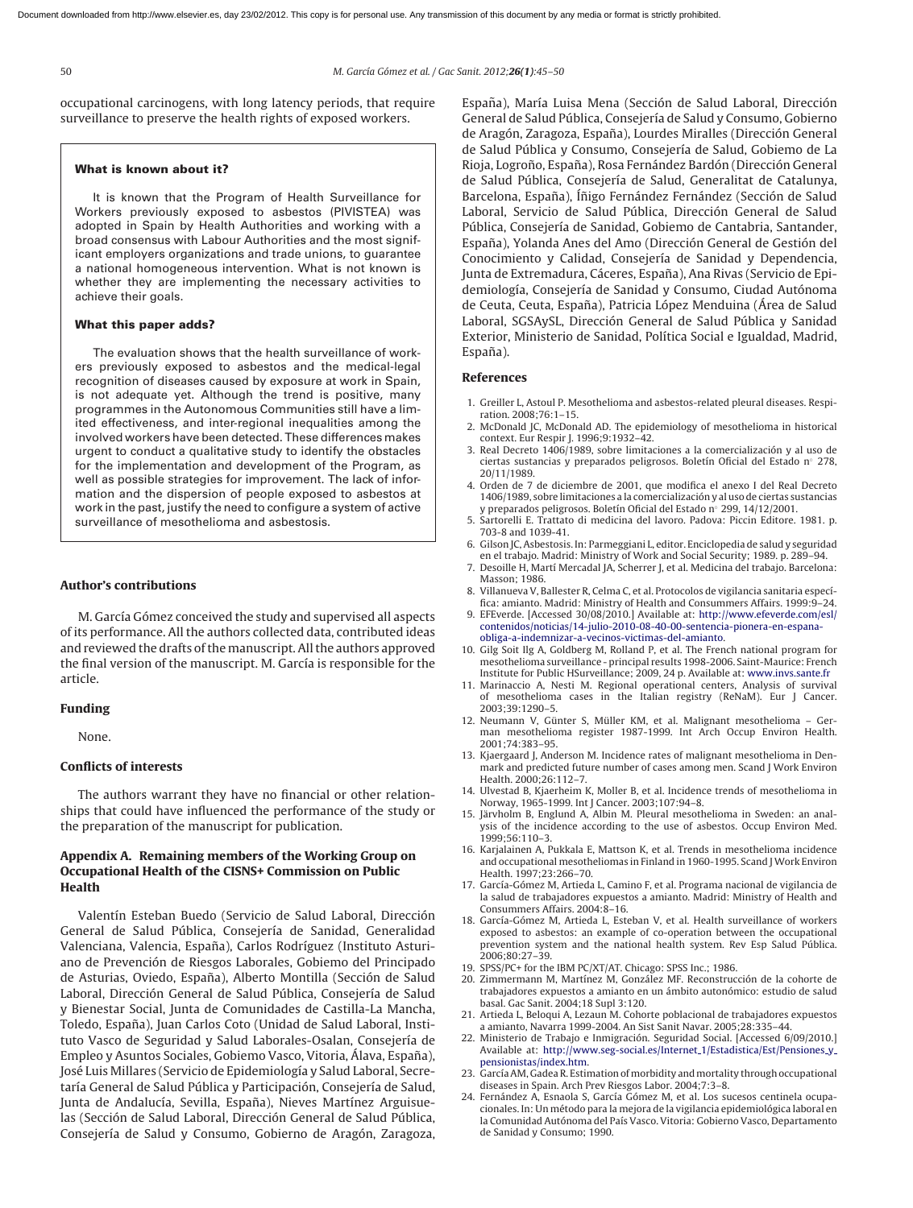occupational carcinogens, with long latency periods, that require surveillance to preserve the health rights of exposed workers.

**What is known about it?**

It is known that the Program of Health Surveillance for Workers previously exposed to asbestos (PIVISTEA) was adopted in Spain by Health Authorities and working with a broad consensus with Labour Authorities and the most significant employers organizations and trade unions, to guarantee a national homogeneous intervention. What is not known is whether they are implementing the necessary activities to achieve their goals.

**What this paper adds?**

The evaluation shows that the health surveillance of workers previously exposed to asbestos and the medical-legal recognition of diseases caused by exposure at work in Spain, is not adequate yet. Although the trend is positive, many programmes in the Autonomous Communities still have a limited effectiveness, and inter-regional inequalities among the involved workers have been detected. These differences makes urgent to conduct a qualitative study to identify the obstacles for the implementation and development of the Program, as well as possible strategies for improvement. The lack of information and the dispersion of people exposed to asbestos at work in the past, justify the need to configure a system of active surveillance of mesothelioma and asbestosis.

## Author's contributions

M. García Gómez conceived the study and supervised all aspects of its performance. All the authors collected data, contributed ideas and reviewed the drafts of the manuscript. All the authors approved the final version of the manuscript. M. García is responsible for the article.

## Funding

None.

## Conflicts of interests

The authors warrant they have no financial or other relationships that could have influenced the performance of the study or the preparation of the manuscript for publication.

## Appendix A. Remaining members of the Working Group on Occupational Health of the CISNS+ Commission on Public Health

Valentín Esteban Buedo (Servicio de Salud Laboral, Dirección General de Salud Pública, Consejería de Sanidad, Generalidad Valenciana, Valencia, España), Carlos Rodríguez (Instituto Asturiano de Prevención de Riesgos Laborales, Gobiemo del Principado de Asturias, Oviedo, España), Alberto Montilla (Sección de Salud Laboral, Dirección General de Salud Pública, Consejería de Salud y Bienestar Social, Junta de Comunidades de Castilla-La Mancha, Toledo, España), Juan Carlos Coto (Unidad de Salud Laboral, Instituto Vasco de Seguridad y Salud Laborales-Osalan, Consejería de Empleo y Asuntos Sociales, Gobiemo Vasco, Vitoria, Álava, España), José Luis Millares (Servicio de Epidemiología y Salud Laboral, Secretaría General de Salud Pública y Participación, Consejería de Salud, Junta de Andalucía, Sevilla, España), Nieves Martínez Arguisuelas (Sección de Salud Laboral, Dirección General de Salud Pública, Consejería de Salud y Consumo, Gobierno de Aragón, Zaragoza, España), María Luisa Mena (Sección de Salud Laboral, Dirección General de Salud Pública, Consejería de Salud y Consumo, Gobierno de Aragón, Zaragoza, España), Lourdes Miralles (Dirección General de Salud Pública y Consumo, Consejería de Salud, Gobiemo de La Rioja, Logroño, España), Rosa Fernández Bardón (Dirección General de Salud Pública, Consejería de Salud, Generalitat de Catalunya, Barcelona, España), Íñigo Fernández Fernández (Sección de Salud Laboral, Servicio de Salud Pública, Dirección General de Salud Pública, Consejería de Sanidad, Gobiemo de Cantabria, Santander, España), Yolanda Anes del Amo (Dirección General de Gestión del Conocimiento y Calidad, Consejería de Sanidad y Dependencia, Junta de Extremadura, Cáceres, España), Ana Rivas (Servicio de Epidemiología, Consejería de Sanidad y Consumo, Ciudad Autónoma de Ceuta, Ceuta, España), Patricia López Menduina (Área de Salud Laboral, SGSAySL, Dirección General de Salud Pública y Sanidad Exterior, Ministerio de Sanidad, Política Social e Igualdad, Madrid, España).

## References

1. Greiller L, Astoul P. Mesothelioma and asbestos-related pleural diseases. Respiration. 2008;76:1–15.
2. McDonald JC, McDonald AD. The epidemiology of mesothelioma in historical context. Eur Respir J. 1996;9:1932–42.
3. Real Decreto 1406/1989, sobre limitaciones a la comercialización y al uso de ciertas sustancias y preparados peligrosos. Boletín Oficial del Estado n° 278, 20/11/1989.
4. Orden de 7 de diciembre de 2001, que modifica el anexo I del Real Decreto 1406/1989, sobre limitaciones a la comercialización y al uso de ciertas sustancias y preparados peligrosos. Boletín Oficial del Estado n° 299, 14/12/2001.
5. Sartorelli E. Trattato di medicina del lavoro. Padova: Piccin Editore. 1981. p. 703-8 and 1039-41.
6. Gilson JC, Asbestosis. In: Parmeggiani L, editor. Enciclopedia de salud y seguridad en el trabajo. Madrid: Ministry of Work and Social Security; 1989. p. 289–94.
7. Desoille H, Martí Mercadal JA, Scherrer J, et al. Medicina del trabajo. Barcelona: Masson; 1986.
8. Villanueva V, Ballester R, Celma C, et al. Protocolos de vigilancia sanitaria específica: amianto. Madrid: Ministry of Health and Consummers Affairs. 1999:9–24.
9. EFEverde. [Accessed 30/08/2010.] Available at: http://www.efeverde.com/esl/contenidos/noticias/14-julio-2010-08-40-00-sentencia-pionera-en-espana-obliga-a-indemnizar-a-vecinos-victimas-del-amianto.
10. Gilg Soit Ilg A, Goldberg M, Rolland P, et al. The French national program for mesothelioma surveillance - principal results 1998-2006. Saint-Maurice: French Institute for Public HSurveillance; 2009, 24 p. Available at: www.invs.sante.fr
11. Marinaccio A, Nesti M. Regional operational centers, Analysis of survival of mesothelioma cases in the Italian registry (ReNaM). Eur J Cancer. 2003;39:1290–5.
12. Neumann V, Günter S, Müller KM, et al. Malignant mesothelioma – German mesothelioma register 1987-1999. Int Arch Occup Environ Health. 2001;74:383–95.
13. Kjaergaard J, Anderson M. Incidence rates of malignant mesothelioma in Denmark and predicted future number of cases among men. Scand J Work Environ Health. 2000;26:112–7.
14. Ulvestad B, Kjaerheim K, Moller B, et al. Incidence trends of mesothelioma in Norway, 1965-1999. Int J Cancer. 2003;107:94–8.
15. Järvholm B, Englund A, Albin M. Pleural mesothelioma in Sweden: an analysis of the incidence according to the use of asbestos. Occup Environ Med. 1999;56:110–3.
16. Karjalainen A, Pukkala E, Mattson K, et al. Trends in mesothelioma incidence and occupational mesotheliomas in Finland in 1960-1995. Scand J Work Environ Health. 1997;23:266–70.
17. García-Gómez M, Artieda L, Camino F, et al. Programa nacional de vigilancia de la salud de trabajadores expuestos a amianto. Madrid: Ministry of Health and Consummers Affairs. 2004:8–16.
18. García-Gómez M, Artieda L, Esteban V, et al. Health surveillance of workers exposed to asbestos: an example of co-operation between the occupational prevention system and the national health system. Rev Esp Salud Pública. 2006;80:27–39.
19. SPSS/PC+ for the IBM PC/XT/AT. Chicago: SPSS Inc.; 1986.
20. Zimmermann M, Martínez M, González MF. Reconstrucción de la cohorte de trabajadores expuestos a amianto en un ámbito autonómico: estudio de salud basal. Gac Sanit. 2004;18 Supl 3:120.
21. Artieda L, Beloqui A, Lezaun M. Cohorte poblacional de trabajadores expuestos a amianto, Navarra 1999-2004. An Sist Sanit Navar. 2005;28:335–44.
22. Ministerio de Trabajo e Inmigración. Seguridad Social. [Accessed 6/09/2010.] Available at: http://www.seg-social.es/Internet_1/Estadistica/Est/Pensiones_y_pensionistas/index.htm.
23. García AM, Gadea R. Estimation of morbidity and mortality through occupational diseases in Spain. Arch Prev Riesgos Labor. 2004;7:3–8.
24. Fernández M, Esnaola S, García Gómez M, et al. Los sucesos centinela ocupacionales. In: Un método para la mejora de la vigilancia epidemiológica laboral en la Comunidad Autónoma del País Vasco. Vitoria: Gobierno Vasco, Departamento de Sanidad y Consumo; 1990.